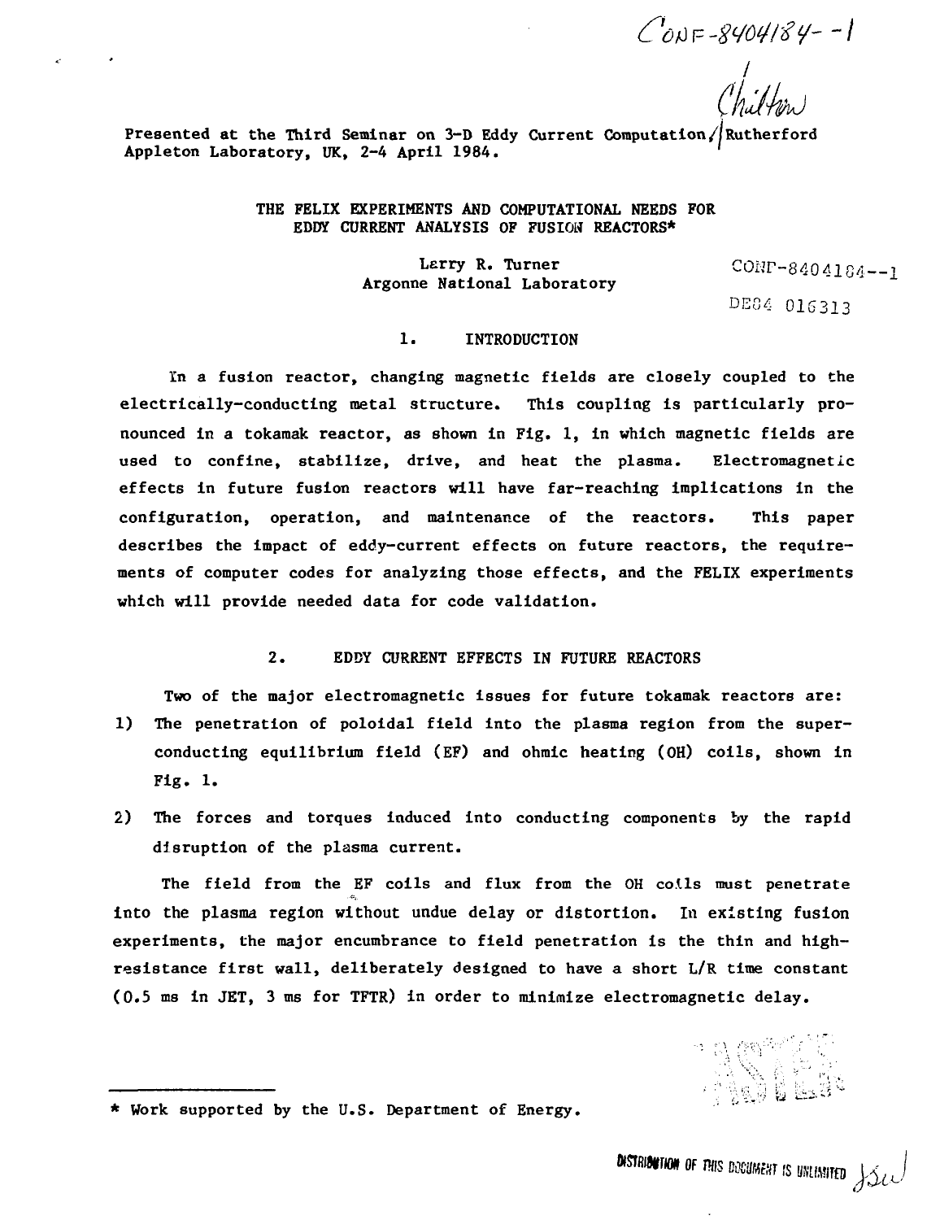CONF-8404184--1

Chilton

Presented at the Third Seminar on 3-D Eddy Current Computation, Rutherford Appleton Laboratory, UK, 2-4 April 1984.

# THE FELIX EXPERIMENTS AND COMPUTATIONAL NEEDS FOR EDDY CURRENT ANALYSIS OF FUSION REACTORS*

Larry R. Turner
Argonne National Laboratory

CONF-8404184--1

DE84 016313

## 1. INTRODUCTION

In a fusion reactor, changing magnetic fields are closely coupled to the electrically-conducting metal structure. This coupling is particularly pronounced in a tokamak reactor, as shown in Fig. 1, in which magnetic fields are used to confine, stabilize, drive, and heat the plasma. Electromagnetic effects in future fusion reactors will have far-reaching implications in the configuration, operation, and maintenance of the reactors. This paper describes the impact of eddy-current effects on future reactors, the requirements of computer codes for analyzing those effects, and the FELIX experiments which will provide needed data for code validation.

## 2. EDDY CURRENT EFFECTS IN FUTURE REACTORS

Two of the major electromagnetic issues for future tokamak reactors are:

1) The penetration of poloidal field into the plasma region from the superconducting equilibrium field (EF) and ohmic heating (OH) coils, shown in Fig. 1.
2) The forces and torques induced into conducting components by the rapid disruption of the plasma current.

The field from the EF coils and flux from the OH coils must penetrate into the plasma region without undue delay or distortion. In existing fusion experiments, the major encumbrance to field penetration is the thin and high-resistance first wall, deliberately designed to have a short L/R time constant (0.5 ms in JET, 3 ms for TFTR) in order to minimize electromagnetic delay.

* Work supported by the U.S. Department of Energy.

DISTRIBUTION OF THIS DOCUMENT IS UNLIMITED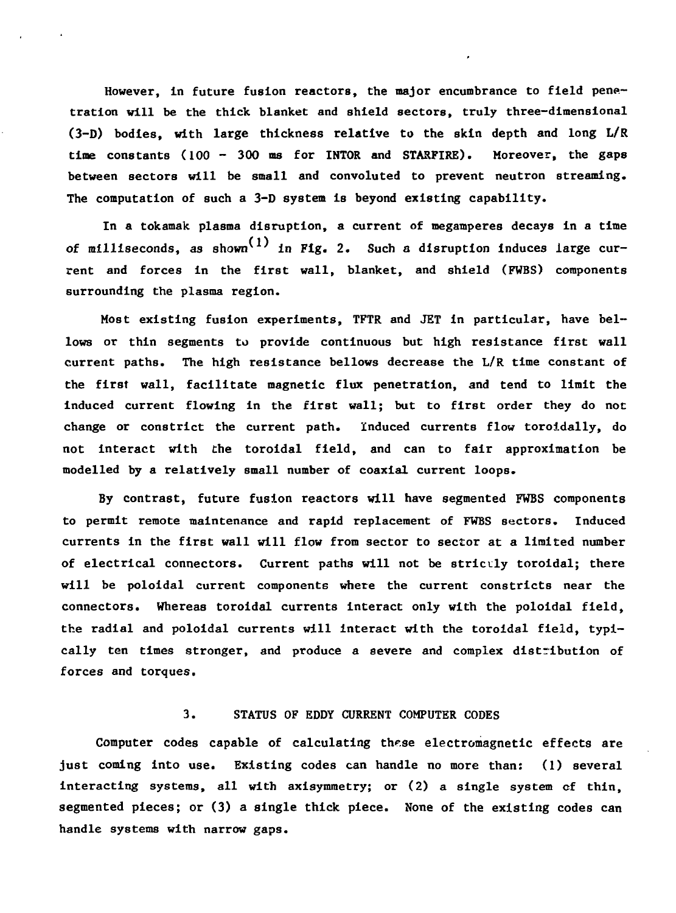However, in future fusion reactors, the major encumbrance to field penetration will be the thick blanket and shield sectors, truly three-dimensional (3-D) bodies, with large thickness relative to the skin depth and long L/R time constants (100 - 300 ms for INTOR and STARFIRE). Moreover, the gaps between sectors will be small and convoluted to prevent neutron streaming. The computation of such a 3-D system is beyond existing capability.

In a tokamak plasma disruption, a current of megamperes decays in a time of milliseconds, as shown[1] in Fig. 2. Such a disruption induces large current and forces in the first wall, blanket, and shield (FWBS) components surrounding the plasma region.

Most existing fusion experiments, TFTR and JET in particular, have bellows or thin segments to provide continuous but high resistance first wall current paths. The high resistance bellows decrease the L/R time constant of the first wall, facilitate magnetic flux penetration, and tend to limit the induced current flowing in the first wall; but to first order they do not change or constrict the current path. Induced currents flow toroidally, do not interact with the toroidal field, and can to fair approximation be modelled by a relatively small number of coaxial current loops.

By contrast, future fusion reactors will have segmented FWBS components to permit remote maintenance and rapid replacement of FWBS sectors. Induced currents in the first wall will flow from sector to sector at a limited number of electrical connectors. Current paths will not be strictly toroidal; there will be poloidal current components where the current constricts near the connectors. Whereas toroidal currents interact only with the poloidal field, the radial and poloidal currents will interact with the toroidal field, typically ten times stronger, and produce a severe and complex distribution of forces and torques.

## 3. STATUS OF EDDY CURRENT COMPUTER CODES

Computer codes capable of calculating these electromagnetic effects are just coming into use. Existing codes can handle no more than: (1) several interacting systems, all with axisymmetry; or (2) a single system of thin, segmented pieces; or (3) a single thick piece. None of the existing codes can handle systems with narrow gaps.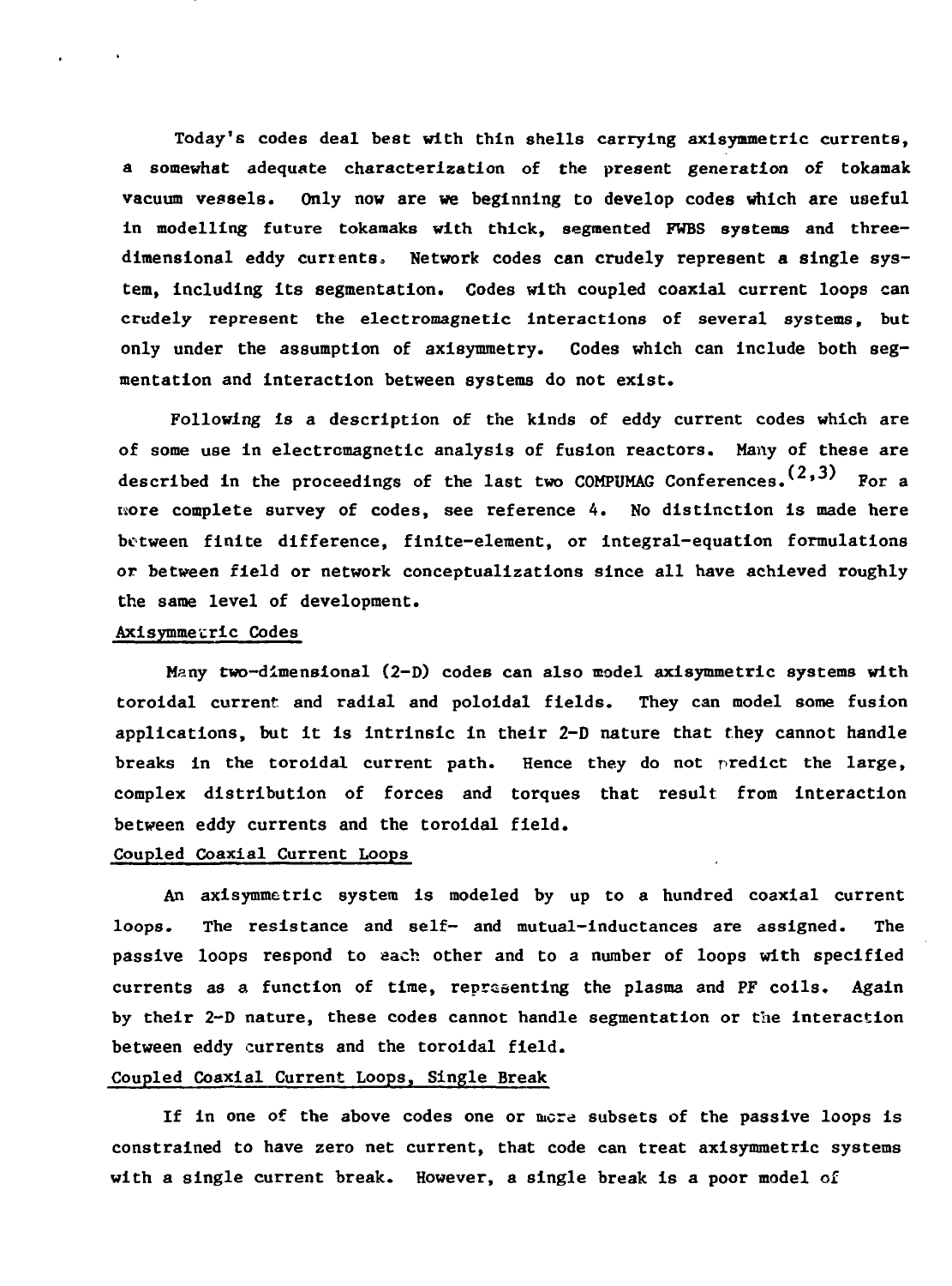Today's codes deal best with thin shells carrying axisymmetric currents, a somewhat adequate characterization of the present generation of tokamak vacuum vessels. Only now are we beginning to develop codes which are useful in modelling future tokamaks with thick, segmented FWBS systems and three-dimensional eddy currents. Network codes can crudely represent a single system, including its segmentation. Codes with coupled coaxial current loops can crudely represent the electromagnetic interactions of several systems, but only under the assumption of axisymmetry. Codes which can include both segmentation and interaction between systems do not exist.

Following is a description of the kinds of eddy current codes which are of some use in electromagnetic analysis of fusion reactors. Many of these are described in the proceedings of the last two COMPUMAG Conferences.[2,3] For a more complete survey of codes, see reference 4. No distinction is made here between finite difference, finite-element, or integral-equation formulations or between field or network conceptualizations since all have achieved roughly the same level of development.

### Axisymmetric Codes

Many two-dimensional (2-D) codes can also model axisymmetric systems with toroidal current and radial and poloidal fields. They can model some fusion applications, but it is intrinsic in their 2-D nature that they cannot handle breaks in the toroidal current path. Hence they do not predict the large, complex distribution of forces and torques that result from interaction between eddy currents and the toroidal field.

### Coupled Coaxial Current Loops

An axisymmetric system is modeled by up to a hundred coaxial current loops. The resistance and self- and mutual-inductances are assigned. The passive loops respond to each other and to a number of loops with specified currents as a function of time, representing the plasma and PF coils. Again by their 2-D nature, these codes cannot handle segmentation or the interaction between eddy currents and the toroidal field.

### Coupled Coaxial Current Loops, Single Break

If in one of the above codes one or more subsets of the passive loops is constrained to have zero net current, that code can treat axisymmetric systems with a single current break. However, a single break is a poor model of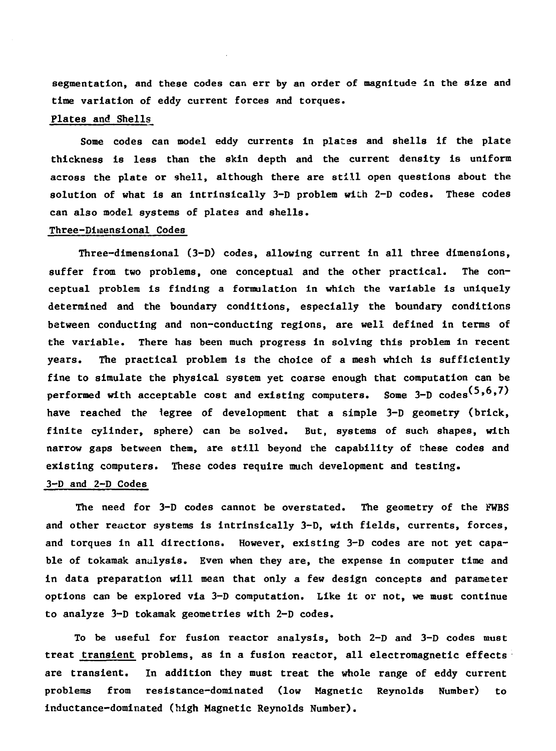segmentation, and these codes can err by an order of magnitude in the size and time variation of eddy current forces and torques.

## Plates and Shells

Some codes can model eddy currents in plates and shells if the plate thickness is less than the skin depth and the current density is uniform across the plate or shell, although there are still open questions about the solution of what is an intrinsically 3-D problem with 2-D codes. These codes can also model systems of plates and shells.

## Three-Dimensional Codes

Three-dimensional (3-D) codes, allowing current in all three dimensions, suffer from two problems, one conceptual and the other practical. The conceptual problem is finding a formulation in which the variable is uniquely determined and the boundary conditions, especially the boundary conditions between conducting and non-conducting regions, are well defined in terms of the variable. There has been much progress in solving this problem in recent years. The practical problem is the choice of a mesh which is sufficiently fine to simulate the physical system yet coarse enough that computation can be performed with acceptable cost and existing computers. Some 3-D codes[5,6,7] have reached the degree of development that a simple 3-D geometry (brick, finite cylinder, sphere) can be solved. But, systems of such shapes, with narrow gaps between them, are still beyond the capability of these codes and existing computers. These codes require much development and testing.

## 3-D and 2-D Codes

The need for 3-D codes cannot be overstated. The geometry of the FWBS and other reactor systems is intrinsically 3-D, with fields, currents, forces, and torques in all directions. However, existing 3-D codes are not yet capable of tokamak analysis. Even when they are, the expense in computer time and in data preparation will mean that only a few design concepts and parameter options can be explored via 3-D computation. Like it or not, we must continue to analyze 3-D tokamak geometries with 2-D codes.

To be useful for fusion reactor analysis, both 2-D and 3-D codes must treat transient problems, as in a fusion reactor, all electromagnetic effects are transient. In addition they must treat the whole range of eddy current problems from resistance-dominated (low Magnetic Reynolds Number) to inductance-dominated (high Magnetic Reynolds Number).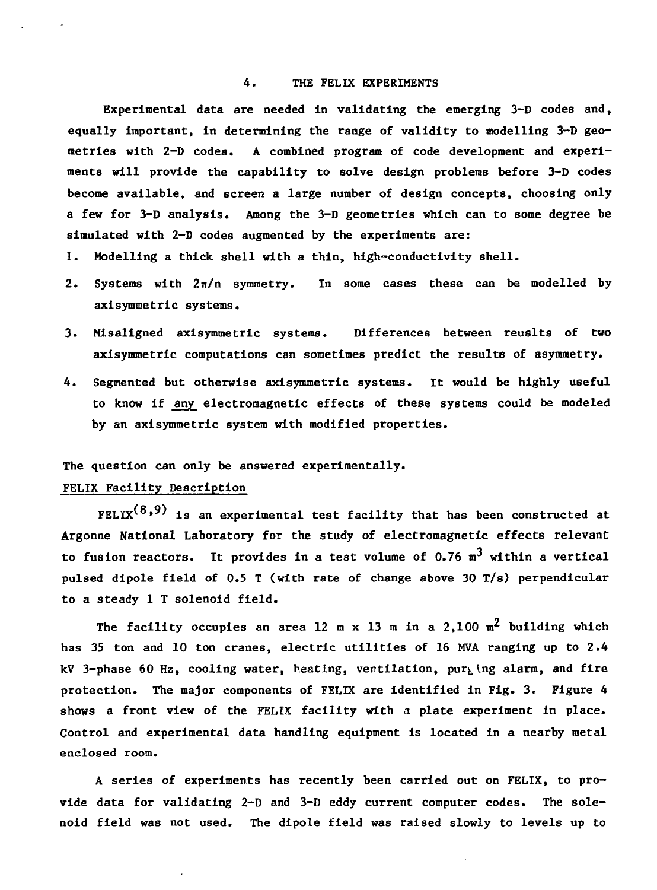## 4. THE FELIX EXPERIMENTS

Experimental data are needed in validating the emerging 3-D codes and, equally important, in determining the range of validity to modelling 3-D geometries with 2-D codes. A combined program of code development and experiments will provide the capability to solve design problems before 3-D codes become available, and screen a large number of design concepts, choosing only a few for 3-D analysis. Among the 3-D geometries which can to some degree be simulated with 2-D codes augmented by the experiments are:

1. Modelling a thick shell with a thin, high-conductivity shell.
2. Systems with $2\pi/n$ symmetry. In some cases these can be modelled by axisymmetric systems.
3. Misaligned axisymmetric systems. Differences between reuslts of two axisymmetric computations can sometimes predict the results of asymmetry.
4. Segmented but otherwise axisymmetric systems. It would be highly useful to know if <u>any</u> electromagnetic effects of these systems could be modeled by an axisymmetric system with modified properties.

The question can only be answered experimentally.

### FELIX Facility Description

FELIX[8,9] is an experimental test facility that has been constructed at Argonne National Laboratory for the study of electromagnetic effects relevant to fusion reactors. It provides in a test volume of 0.76 $m^3$ within a vertical pulsed dipole field of 0.5 T (with rate of change above 30 T/s) perpendicular to a steady 1 T solenoid field.

The facility occupies an area 12 m x 13 m in a 2,100 $m^2$ building which has 35 ton and 10 ton cranes, electric utilities of 16 MVA ranging up to 2.4 kV 3-phase 60 Hz, cooling water, heating, ventilation, purging alarm, and fire protection. The major components of FELIX are identified in Fig. 3. Figure 4 shows a front view of the FELIX facility with a plate experiment in place. Control and experimental data handling equipment is located in a nearby metal enclosed room.

A series of experiments has recently been carried out on FELIX, to provide data for validating 2-D and 3-D eddy current computer codes. The solenoid field was not used. The dipole field was raised slowly to levels up to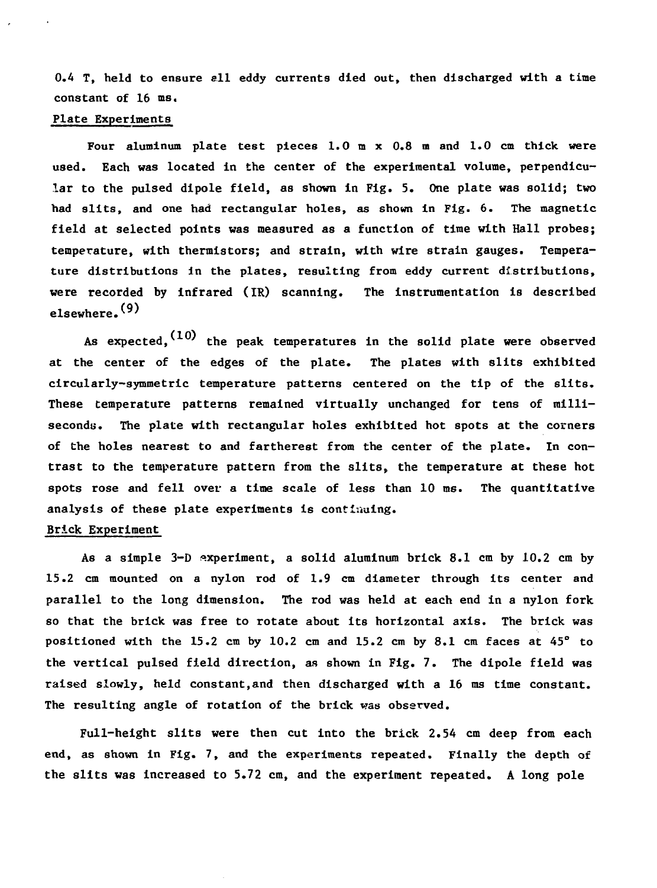0.4 T, held to ensure all eddy currents died out, then discharged with a time constant of 16 ms.

### Plate Experiments

Four aluminum plate test pieces 1.0 m x 0.8 m and 1.0 cm thick were used. Each was located in the center of the experimental volume, perpendicular to the pulsed dipole field, as shown in Fig. 5. One plate was solid; two had slits, and one had rectangular holes, as shown in Fig. 6. The magnetic field at selected points was measured as a function of time with Hall probes; temperature, with thermistors; and strain, with wire strain gauges. Temperature distributions in the plates, resulting from eddy current distributions, were recorded by infrared (IR) scanning. The instrumentation is described elsewhere.[9]

As expected,[10] the peak temperatures in the solid plate were observed at the center of the edges of the plate. The plates with slits exhibited circularly-symmetric temperature patterns centered on the tip of the slits. These temperature patterns remained virtually unchanged for tens of milliseconds. The plate with rectangular holes exhibited hot spots at the corners of the holes nearest to and fartherest from the center of the plate. In contrast to the temperature pattern from the slits, the temperature at these hot spots rose and fell over a time scale of less than 10 ms. The quantitative analysis of these plate experiments is continuing.

### Brick Experiment

As a simple 3-D experiment, a solid aluminum brick 8.1 cm by 10.2 cm by 15.2 cm mounted on a nylon rod of 1.9 cm diameter through its center and parallel to the long dimension. The rod was held at each end in a nylon fork so that the brick was free to rotate about its horizontal axis. The brick was positioned with the 15.2 cm by 10.2 cm and 15.2 cm by 8.1 cm faces at 45° to the vertical pulsed field direction, as shown in Fig. 7. The dipole field was raised slowly, held constant,and then discharged with a 16 ms time constant. The resulting angle of rotation of the brick was observed.

Full-height slits were then cut into the brick 2.54 cm deep from each end, as shown in Fig. 7, and the experiments repeated. Finally the depth of the slits was increased to 5.72 cm, and the experiment repeated. A long pole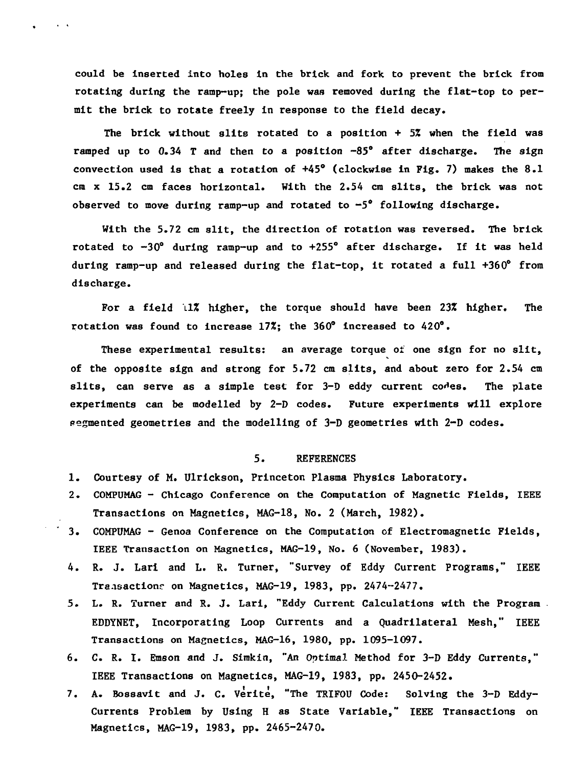could be inserted into holes in the brick and fork to prevent the brick from rotating during the ramp-up; the pole was removed during the flat-top to permit the brick to rotate freely in response to the field decay.

The brick without slits rotated to a position + 5% when the field was ramped up to 0.34 T and then to a position −85° after discharge. The sign convection used is that a rotation of +45° (clockwise in Fig. 7) makes the 8.1 cm x 15.2 cm faces horizontal. With the 2.54 cm slits, the brick was not observed to move during ramp-up and rotated to −5° following discharge.

With the 5.72 cm slit, the direction of rotation was reversed. The brick rotated to −30° during ramp-up and to +255° after discharge. If it was held during ramp-up and released during the flat-top, it rotated a full +360° from discharge.

For a field 11% higher, the torque should have been 23% higher. The rotation was found to increase 17%; the 360° increased to 420°.

These experimental results: an average torque of one sign for no slit, of the opposite sign and strong for 5.72 cm slits, and about zero for 2.54 cm slits, can serve as a simple test for 3-D eddy current codes. The plate experiments can be modelled by 2-D codes. Future experiments will explore segmented geometries and the modelling of 3-D geometries with 2-D codes.

## 5. REFERENCES

1. Courtesy of M. Ulrickson, Princeton Plasma Physics Laboratory.
2. COMPUMAG - Chicago Conference on the Computation of Magnetic Fields, IEEE Transactions on Magnetics, MAG-18, No. 2 (March, 1982).
3. COMPUMAG - Genoa Conference on the Computation of Electromagnetic Fields, IEEE Transaction on Magnetics, MAG-19, No. 6 (November, 1983).
4. R. J. Lari and L. R. Turner, "Survey of Eddy Current Programs," IEEE Transactions on Magnetics, MAG-19, 1983, pp. 2474-2477.
5. L. R. Turner and R. J. Lari, "Eddy Current Calculations with the Program EDDYNET, Incorporating Loop Currents and a Quadrilateral Mesh," IEEE Transactions on Magnetics, MAG-16, 1980, pp. 1095-1097.
6. C. R. I. Emson and J. Simkin, "An Optimal Method for 3-D Eddy Currents," IEEE Transactions on Magnetics, MAG-19, 1983, pp. 2450-2452.
7. A. Bossavit and J. C. Vérité, "The TRIFOU Code: Solving the 3-D Eddy-Currents Problem by Using H as State Variable," IEEE Transactions on Magnetics, MAG-19, 1983, pp. 2465-2470.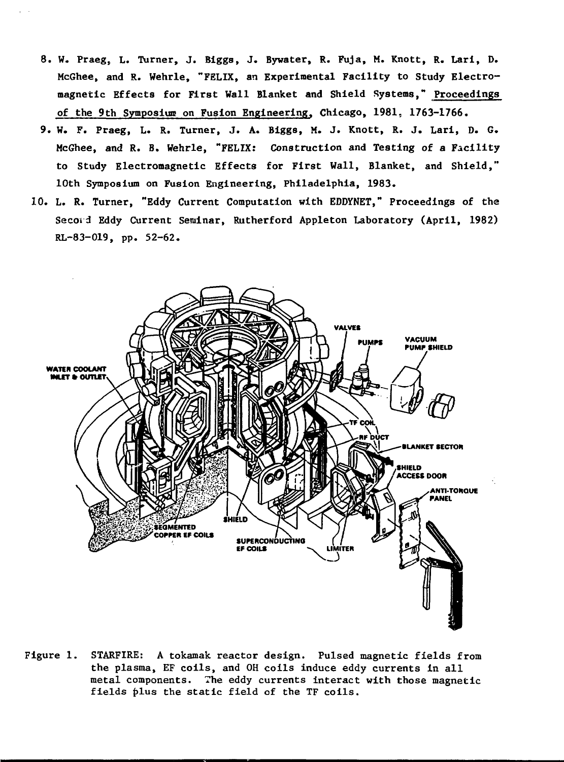8. W. Praeg, L. Turner, J. Biggs, J. Bywater, R. Fuja, M. Knott, R. Lari, D. McGhee, and R. Wehrle, "FELIX, an Experimental Facility to Study Electromagnetic Effects for First Wall Blanket and Shield Systems," Proceedings of the 9th Symposium on Fusion Engineering, Chicago, 1981, 1763-1766.
9. W. F. Praeg, L. R. Turner, J. A. Biggs, M. J. Knott, R. J. Lari, D. G. McGhee, and R. B. Wehrle, "FELIX: Construction and Testing of a Facility to Study Electromagnetic Effects for First Wall, Blanket, and Shield," 10th Symposium on Fusion Engineering, Philadelphia, 1983.
10. L. R. Turner, "Eddy Current Computation with EDDYNET," Proceedings of the Second Eddy Current Seminar, Rutherford Appleton Laboratory (April, 1982) RL-83-019, pp. 52-62.

Figure 1. STARFIRE: A tokamak reactor design. Pulsed magnetic fields from the plasma, EF coils, and OH coils induce eddy currents in all metal components. The eddy currents interact with those magnetic fields plus the static field of the TF coils.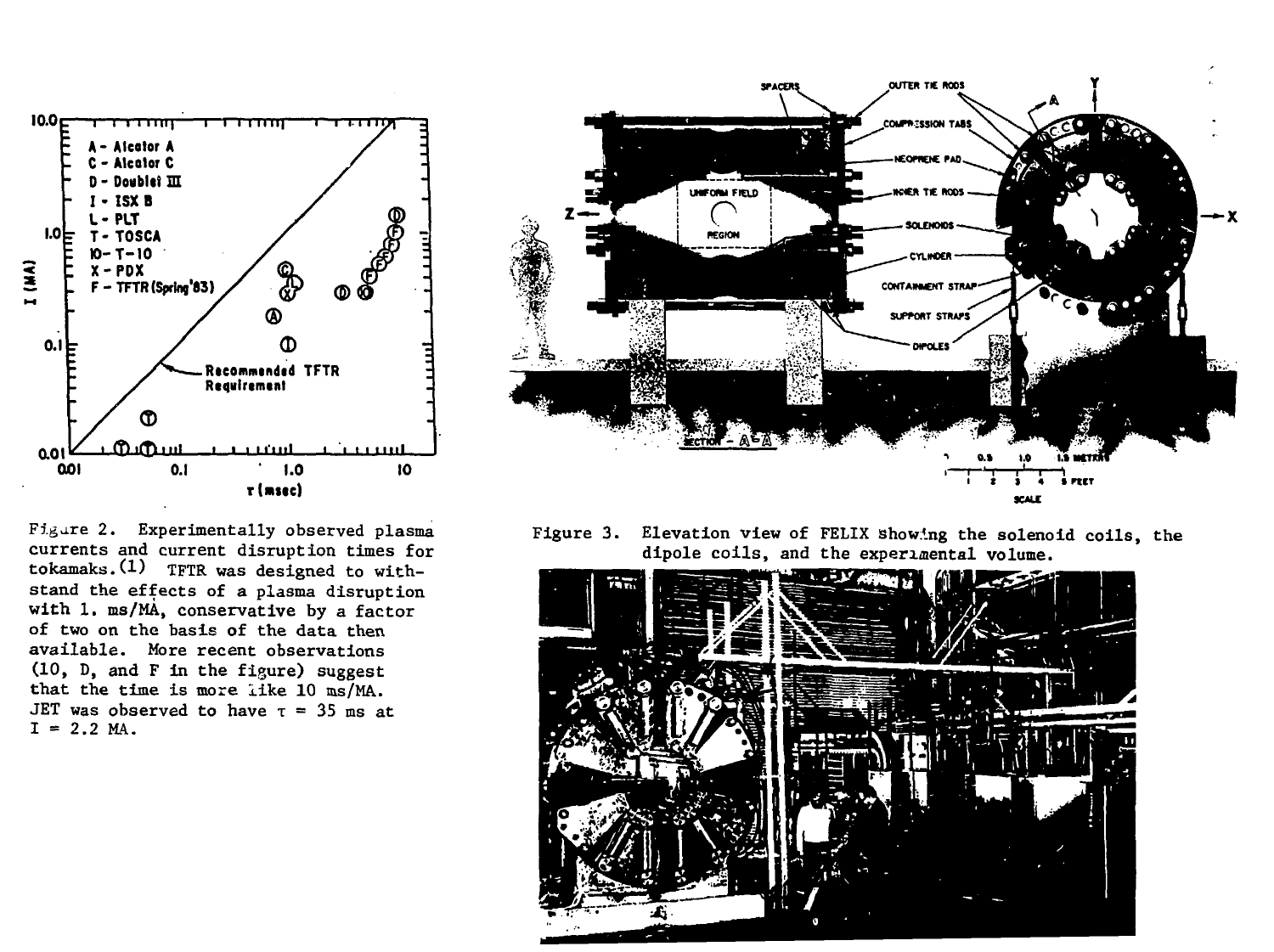Figure 2. Experimentally observed plasma currents and current disruption times for tokamaks.[1] TFTR was designed to withstand the effects of a plasma disruption with 1. ms/MA, conservative by a factor of two on the basis of the data then available. More recent observations (10, D, and F in the figure) suggest that the time is more like 10 ms/MA. JET was observed to have $\tau$ = 35 ms at I = 2.2 MA.

Figure 3. Elevation view of FELIX showing the solenoid coils, the dipole coils, and the experimental volume.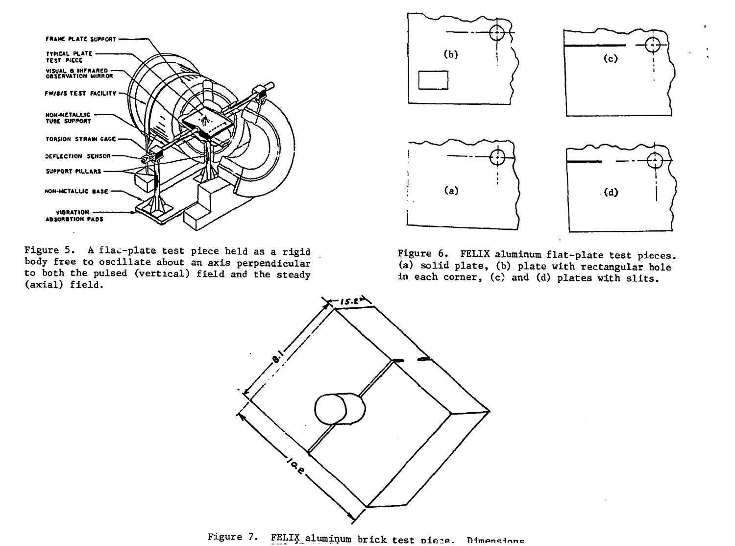Figure 5. A flat-plate test piece held as a rigid body free to oscillate about an axis perpendicular to both the pulsed (vertical) field and the steady (axial) field.

Figure 6. FELIX aluminum flat-plate test pieces. (a) solid plate, (b) plate with rectangular hole in each corner, (c) and (d) plates with slits.

Figure 7. FELIX aluminum brick test piece. Dimensions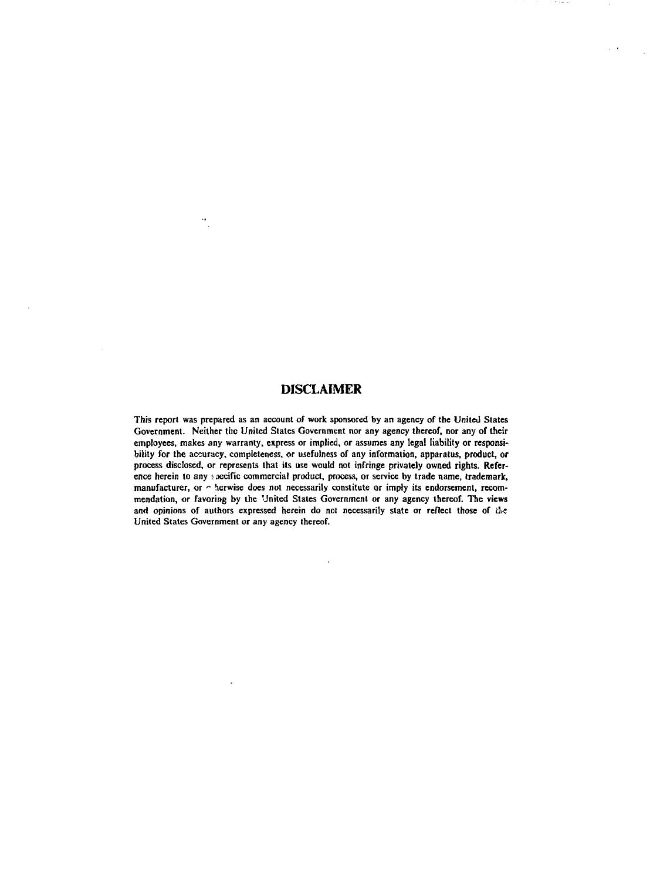## DISCLAIMER

This report was prepared as an account of work sponsored by an agency of the United States Government. Neither the United States Government nor any agency thereof, nor any of their employees, makes any warranty, express or implied, or assumes any legal liability or responsibility for the accuracy, completeness, or usefulness of any information, apparatus, product, or process disclosed, or represents that its use would not infringe privately owned rights. Reference herein to any specific commercial product, process, or service by trade name, trademark, manufacturer, or otherwise does not necessarily constitute or imply its endorsement, recommendation, or favoring by the United States Government or any agency thereof. The views and opinions of authors expressed herein do not necessarily state or reflect those of the United States Government or any agency thereof.